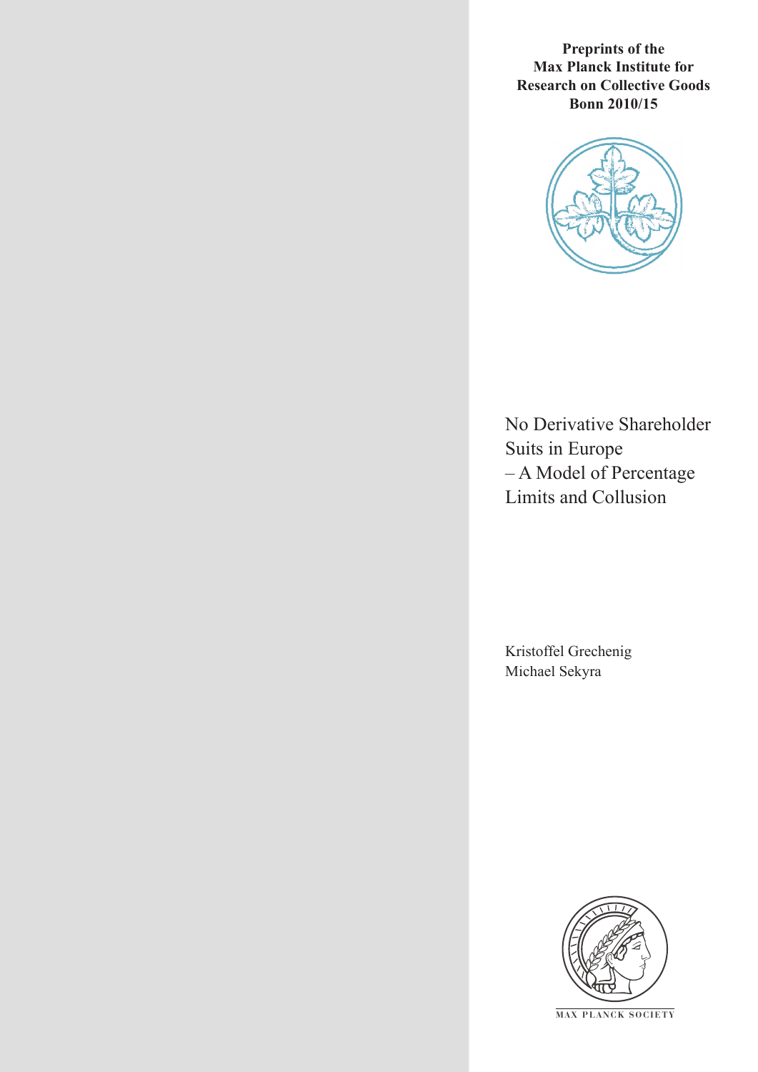**Preprints of the Max Planck Institute for Research on Collective Goods Bonn 2010/15**

# No Derivative Shareholder Suits in Europe – A Model of Percentage Limits and Collusion

Kristoffel Grechenig
Michael Sekyra

MAX PLANCK SOCIETY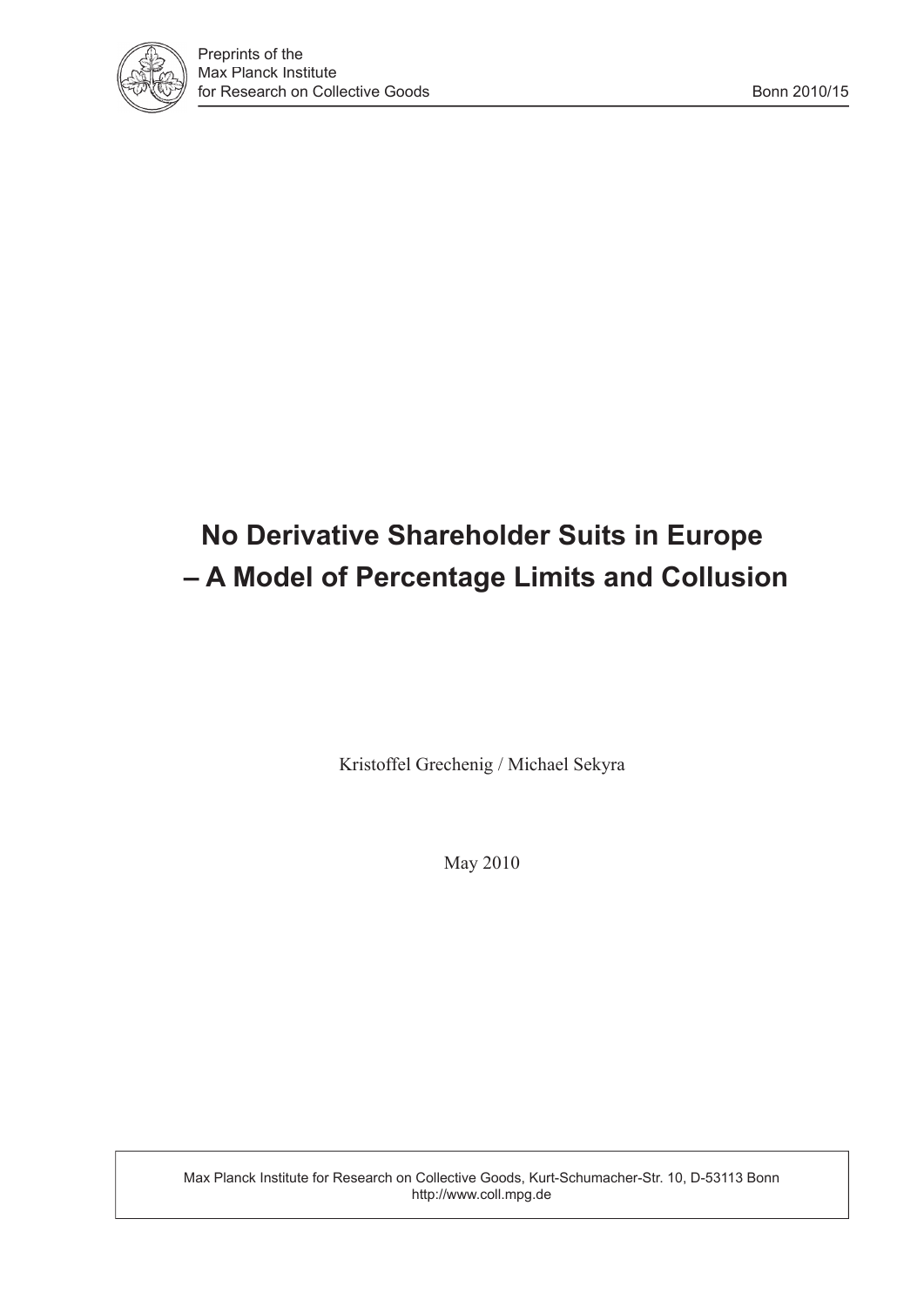# No Derivative Shareholder Suits in Europe – A Model of Percentage Limits and Collusion

Kristoffel Grechenig / Michael Sekyra

May 2010

Max Planck Institute for Research on Collective Goods, Kurt-Schumacher-Str. 10, D-53113 Bonn
http://www.coll.mpg.de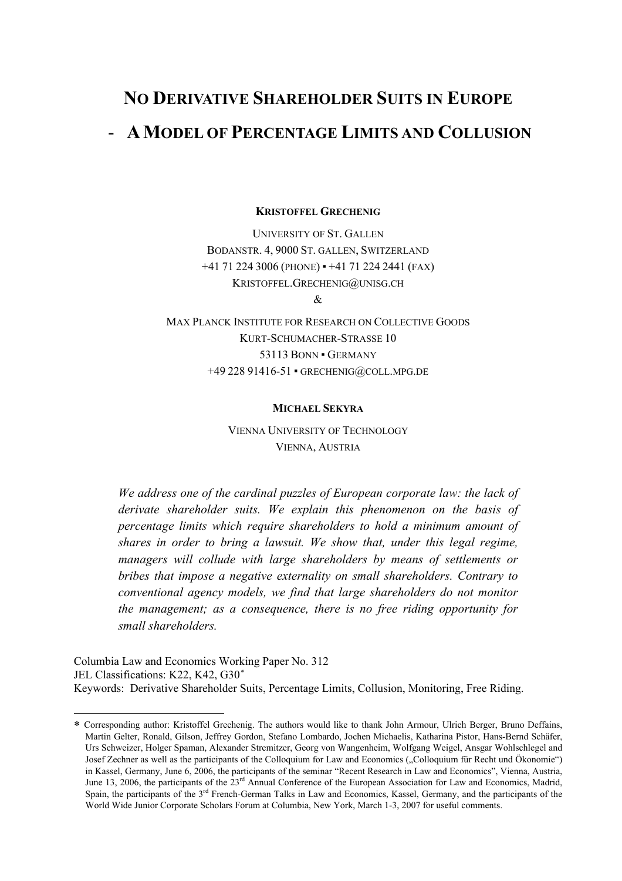# NO DERIVATIVE SHAREHOLDER SUITS IN EUROPE

# - A MODEL OF PERCENTAGE LIMITS AND COLLUSION

**KRISTOFFEL GRECHENIG**

UNIVERSITY OF ST. GALLEN
BODANSTR. 4, 9000 ST. GALLEN, SWITZERLAND
+41 71 224 3006 (PHONE) ▪ +41 71 224 2441 (FAX)
KRISTOFFEL.GRECHENIG@UNISG.CH

&

MAX PLANCK INSTITUTE FOR RESEARCH ON COLLECTIVE GOODS
KURT-SCHUMACHER-STRASSE 10
53113 BONN ▪ GERMANY
+49 228 91416-51 ▪ GRECHENIG@COLL.MPG.DE

**MICHAEL SEKYRA**

VIENNA UNIVERSITY OF TECHNOLOGY
VIENNA, AUSTRIA

*We address one of the cardinal puzzles of European corporate law: the lack of derivate shareholder suits. We explain this phenomenon on the basis of percentage limits which require shareholders to hold a minimum amount of shares in order to bring a lawsuit. We show that, under this legal regime, managers will collude with large shareholders by means of settlements or bribes that impose a negative externality on small shareholders. Contrary to conventional agency models, we find that large shareholders do not monitor the management; as a consequence, there is no free riding opportunity for small shareholders.*

Columbia Law and Economics Working Paper No. 312
JEL Classifications: K22, K42, G30*
Keywords: Derivative Shareholder Suits, Percentage Limits, Collusion, Monitoring, Free Riding.

---

* Corresponding author: Kristoffel Grechenig. The authors would like to thank John Armour, Ulrich Berger, Bruno Deffains, Martin Gelter, Ronald, Gilson, Jeffrey Gordon, Stefano Lombardo, Jochen Michaelis, Katharina Pistor, Hans-Bernd Schäfer, Urs Schweizer, Holger Spaman, Alexander Stremitzer, Georg von Wangenheim, Wolfgang Weigel, Ansgar Wohlschlegel and Josef Zechner as well as the participants of the Colloquium for Law and Economics („Colloquium für Recht und Ökonomie") in Kassel, Germany, June 6, 2006, the participants of the seminar "Recent Research in Law and Economics", Vienna, Austria, June 13, 2006, the participants of the 23rd Annual Conference of the European Association for Law and Economics, Madrid, Spain, the participants of the 3rd French-German Talks in Law and Economics, Kassel, Germany, and the participants of the World Wide Junior Corporate Scholars Forum at Columbia, New York, March 1-3, 2007 for useful comments.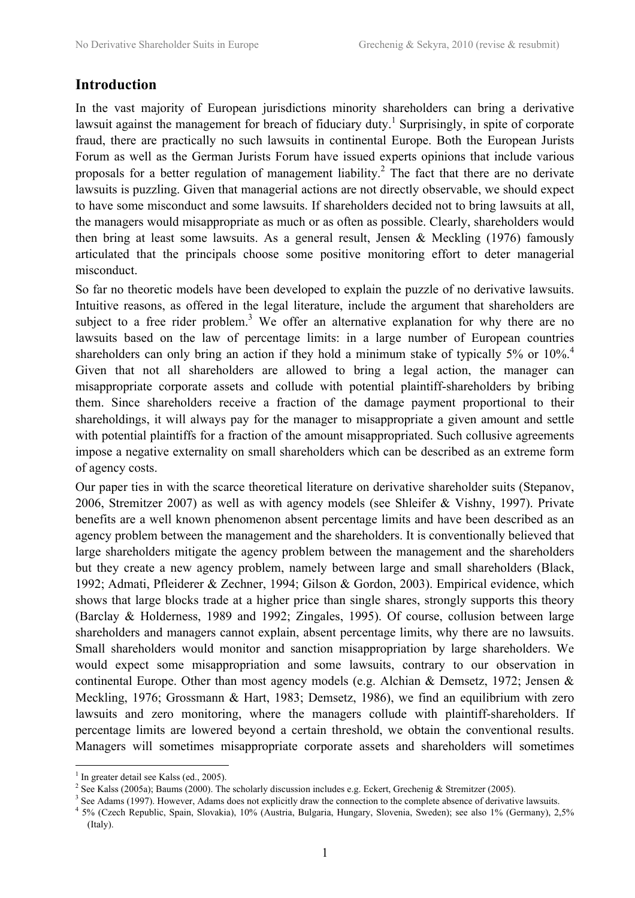## Introduction

In the vast majority of European jurisdictions minority shareholders can bring a derivative lawsuit against the management for breach of fiduciary duty.[1] Surprisingly, in spite of corporate fraud, there are practically no such lawsuits in continental Europe. Both the European Jurists Forum as well as the German Jurists Forum have issued experts opinions that include various proposals for a better regulation of management liability.[2] The fact that there are no derivate lawsuits is puzzling. Given that managerial actions are not directly observable, we should expect to have some misconduct and some lawsuits. If shareholders decided not to bring lawsuits at all, the managers would misappropriate as much or as often as possible. Clearly, shareholders would then bring at least some lawsuits. As a general result, Jensen & Meckling (1976) famously articulated that the principals choose some positive monitoring effort to deter managerial misconduct.

So far no theoretic models have been developed to explain the puzzle of no derivative lawsuits. Intuitive reasons, as offered in the legal literature, include the argument that shareholders are subject to a free rider problem.[3] We offer an alternative explanation for why there are no lawsuits based on the law of percentage limits: in a large number of European countries shareholders can only bring an action if they hold a minimum stake of typically 5% or 10%.[4] Given that not all shareholders are allowed to bring a legal action, the manager can misappropriate corporate assets and collude with potential plaintiff-shareholders by bribing them. Since shareholders receive a fraction of the damage payment proportional to their shareholdings, it will always pay for the manager to misappropriate a given amount and settle with potential plaintiffs for a fraction of the amount misappropriated. Such collusive agreements impose a negative externality on small shareholders which can be described as an extreme form of agency costs.

Our paper ties in with the scarce theoretical literature on derivative shareholder suits (Stepanov, 2006, Stremitzer 2007) as well as with agency models (see Shleifer & Vishny, 1997). Private benefits are a well known phenomenon absent percentage limits and have been described as an agency problem between the management and the shareholders. It is conventionally believed that large shareholders mitigate the agency problem between the management and the shareholders but they create a new agency problem, namely between large and small shareholders (Black, 1992; Admati, Pfleiderer & Zechner, 1994; Gilson & Gordon, 2003). Empirical evidence, which shows that large blocks trade at a higher price than single shares, strongly supports this theory (Barclay & Holderness, 1989 and 1992; Zingales, 1995). Of course, collusion between large shareholders and managers cannot explain, absent percentage limits, why there are no lawsuits. Small shareholders would monitor and sanction misappropriation by large shareholders. We would expect some misappropriation and some lawsuits, contrary to our observation in continental Europe. Other than most agency models (e.g. Alchian & Demsetz, 1972; Jensen & Meckling, 1976; Grossmann & Hart, 1983; Demsetz, 1986), we find an equilibrium with zero lawsuits and zero monitoring, where the managers collude with plaintiff-shareholders. If percentage limits are lowered beyond a certain threshold, we obtain the conventional results. Managers will sometimes misappropriate corporate assets and shareholders will sometimes

---

[1] In greater detail see Kalss (ed., 2005).

[2] See Kalss (2005a); Baums (2000). The scholarly discussion includes e.g. Eckert, Grechenig & Stremitzer (2005).

[3] See Adams (1997). However, Adams does not explicitly draw the connection to the complete absence of derivative lawsuits.

[4] 5% (Czech Republic, Spain, Slovakia), 10% (Austria, Bulgaria, Hungary, Slovenia, Sweden); see also 1% (Germany), 2,5% (Italy).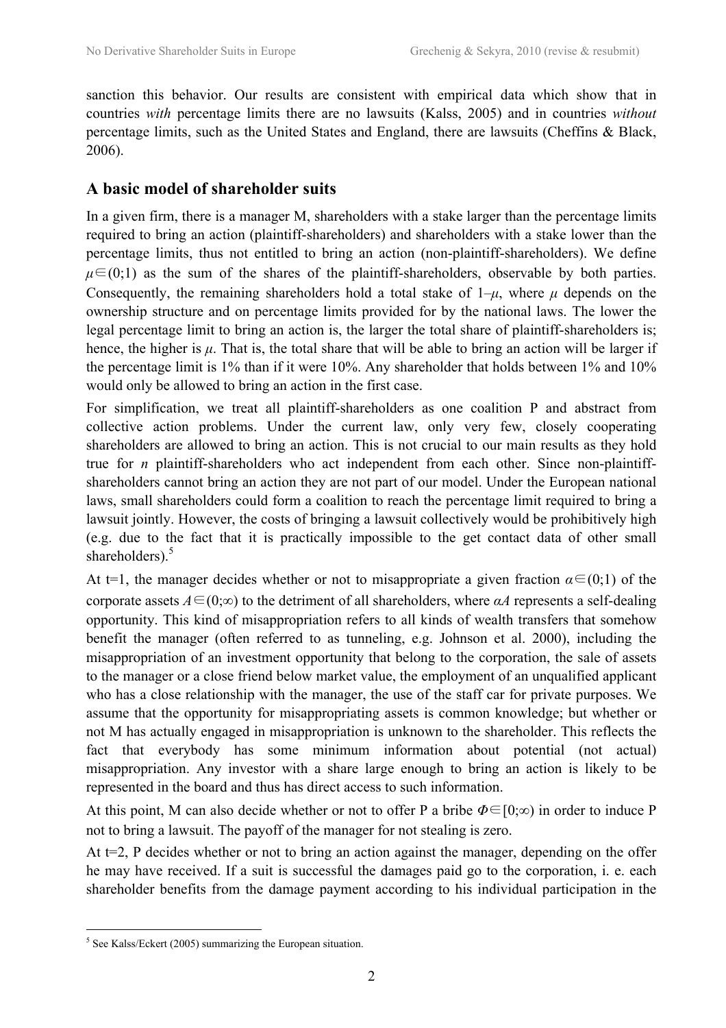sanction this behavior. Our results are consistent with empirical data which show that in countries *with* percentage limits there are no lawsuits (Kalss, 2005) and in countries *without* percentage limits, such as the United States and England, there are lawsuits (Cheffins & Black, 2006).

## A basic model of shareholder suits

In a given firm, there is a manager M, shareholders with a stake larger than the percentage limits required to bring an action (plaintiff-shareholders) and shareholders with a stake lower than the percentage limits, thus not entitled to bring an action (non-plaintiff-shareholders). We define $\mu \in (0;1)$ as the sum of the shares of the plaintiff-shareholders, observable by both parties. Consequently, the remaining shareholders hold a total stake of $1-\mu$, where $\mu$ depends on the ownership structure and on percentage limits provided for by the national laws. The lower the legal percentage limit to bring an action is, the larger the total share of plaintiff-shareholders is; hence, the higher is $\mu$. That is, the total share that will be able to bring an action will be larger if the percentage limit is 1% than if it were 10%. Any shareholder that holds between 1% and 10% would only be allowed to bring an action in the first case.

For simplification, we treat all plaintiff-shareholders as one coalition P and abstract from collective action problems. Under the current law, only very few, closely cooperating shareholders are allowed to bring an action. This is not crucial to our main results as they hold true for *n* plaintiff-shareholders who act independent from each other. Since non-plaintiff-shareholders cannot bring an action they are not part of our model. Under the European national laws, small shareholders could form a coalition to reach the percentage limit required to bring a lawsuit jointly. However, the costs of bringing a lawsuit collectively would be prohibitively high (e.g. due to the fact that it is practically impossible to the get contact data of other small shareholders).[5]

At t=1, the manager decides whether or not to misappropriate a given fraction $\alpha \in (0;1)$ of the corporate assets $A \in (0;\infty)$ to the detriment of all shareholders, where $\alpha A$ represents a self-dealing opportunity. This kind of misappropriation refers to all kinds of wealth transfers that somehow benefit the manager (often referred to as tunneling, e.g. Johnson et al. 2000), including the misappropriation of an investment opportunity that belong to the corporation, the sale of assets to the manager or a close friend below market value, the employment of an unqualified applicant who has a close relationship with the manager, the use of the staff car for private purposes. We assume that the opportunity for misappropriating assets is common knowledge; but whether or not M has actually engaged in misappropriation is unknown to the shareholder. This reflects the fact that everybody has some minimum information about potential (not actual) misappropriation. Any investor with a share large enough to bring an action is likely to be represented in the board and thus has direct access to such information.

At this point, M can also decide whether or not to offer P a bribe $\Phi \in [0;\infty)$ in order to induce P not to bring a lawsuit. The payoff of the manager for not stealing is zero.

At t=2, P decides whether or not to bring an action against the manager, depending on the offer he may have received. If a suit is successful the damages paid go to the corporation, i. e. each shareholder benefits from the damage payment according to his individual participation in the

[5] See Kalss/Eckert (2005) summarizing the European situation.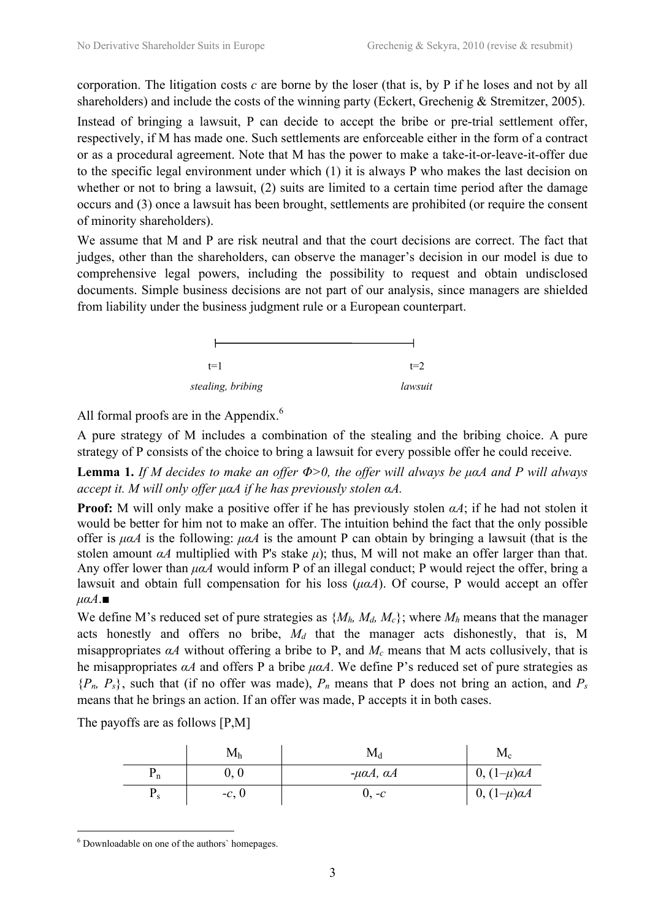corporation. The litigation costs $c$ are borne by the loser (that is, by P if he loses and not by all shareholders) and include the costs of the winning party (Eckert, Grechenig & Stremitzer, 2005).

Instead of bringing a lawsuit, P can decide to accept the bribe or pre-trial settlement offer, respectively, if M has made one. Such settlements are enforceable either in the form of a contract or as a procedural agreement. Note that M has the power to make a take-it-or-leave-it-offer due to the specific legal environment under which (1) it is always P who makes the last decision on whether or not to bring a lawsuit, (2) suits are limited to a certain time period after the damage occurs and (3) once a lawsuit has been brought, settlements are prohibited (or require the consent of minority shareholders).

We assume that M and P are risk neutral and that the court decisions are correct. The fact that judges, other than the shareholders, can observe the manager's decision in our model is due to comprehensive legal powers, including the possibility to request and obtain undisclosed documents. Simple business decisions are not part of our analysis, since managers are shielded from liability under the business judgment rule or a European counterpart.

| t=1 | t=2 |
|---|---|
| *stealing, bribing* | *lawsuit* |

All formal proofs are in the Appendix.[6]

A pure strategy of M includes a combination of the stealing and the bribing choice. A pure strategy of P consists of the choice to bring a lawsuit for every possible offer he could receive.

**Lemma 1.** *If M decides to make an offer $\Phi>0$, the offer will always be $\mu\alpha A$ and P will always accept it. M will only offer $\mu\alpha A$ if he has previously stolen $\alpha A$.*

**Proof:** M will only make a positive offer if he has previously stolen $\alpha A$; if he had not stolen it would be better for him not to make an offer. The intuition behind the fact that the only possible offer is $\mu\alpha A$ is the following: $\mu\alpha A$ is the amount P can obtain by bringing a lawsuit (that is the stolen amount $\alpha A$ multiplied with P's stake $\mu$); thus, M will not make an offer larger than that. Any offer lower than $\mu\alpha A$ would inform P of an illegal conduct; P would reject the offer, bring a lawsuit and obtain full compensation for his loss ($\mu\alpha A$). Of course, P would accept an offer $\mu\alpha A$.■

We define M's reduced set of pure strategies as $\{M_h, M_d, M_c\}$; where $M_h$ means that the manager acts honestly and offers no bribe, $M_d$ that the manager acts dishonestly, that is, M misappropriates $\alpha A$ without offering a bribe to P, and $M_c$ means that M acts collusively, that is he misappropriates $\alpha A$ and offers P a bribe $\mu\alpha A$. We define P's reduced set of pure strategies as $\{P_n, P_s\}$, such that (if no offer was made), $P_n$ means that P does not bring an action, and $P_s$ means that he brings an action. If an offer was made, P accepts it in both cases.

The payoffs are as follows [P,M]

| | $M_h$ | $M_d$ | $M_c$ |
|---|---|---|---|
| $P_n$ | 0, 0 | $-\mu\alpha A$, $\alpha A$ | 0, $(1-\mu)\alpha A$ |
| $P_s$ | $-c$, 0 | 0, $-c$ | 0, $(1-\mu)\alpha A$ |

[6] Downloadable on one of the authors' homepages.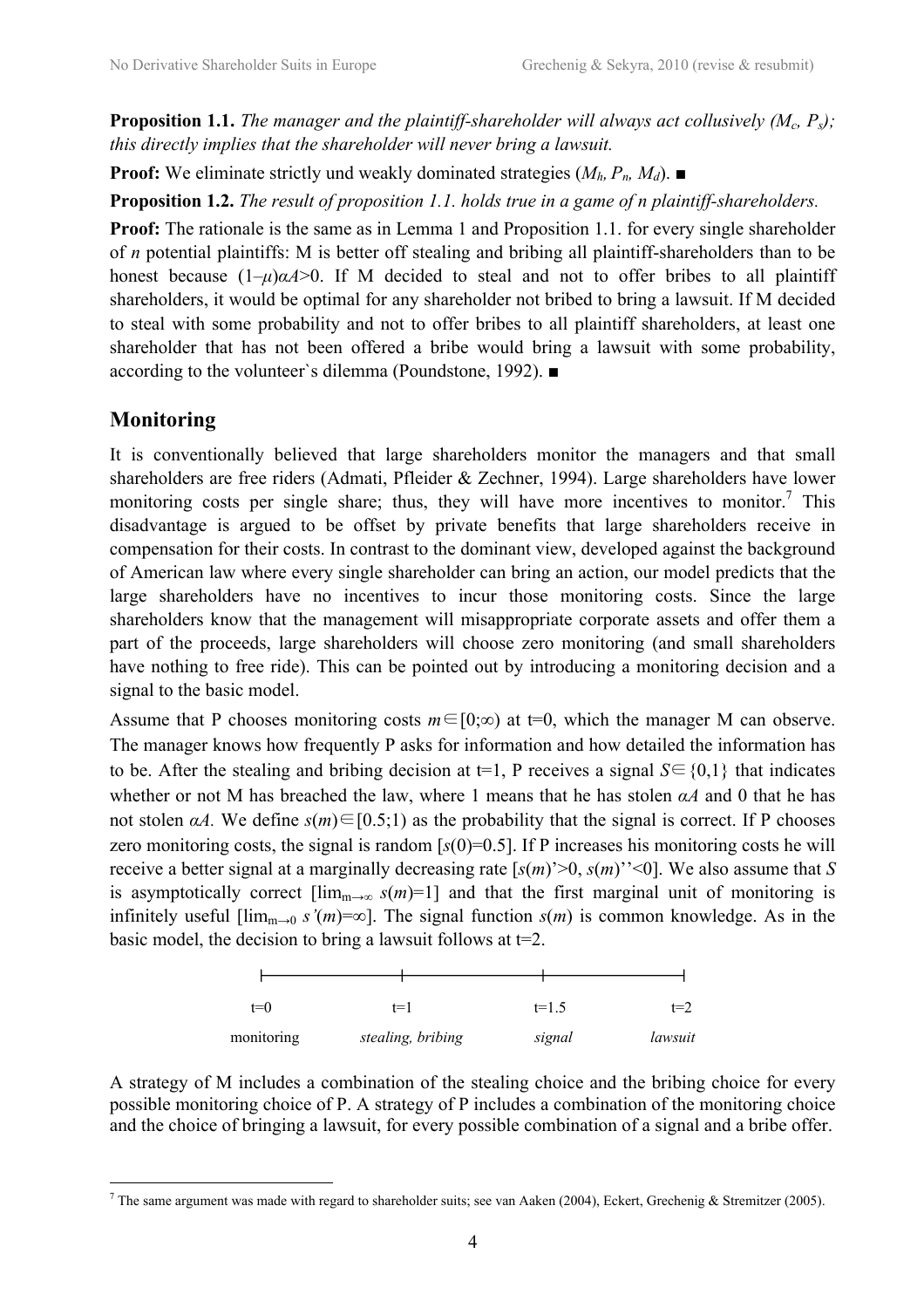**Proposition 1.1.** *The manager and the plaintiff-shareholder will always act collusively ($M_c$, $P_s$); this directly implies that the shareholder will never bring a lawsuit.*

**Proof:** We eliminate strictly und weakly dominated strategies ($M_h$, $P_n$, $M_d$). ■

**Proposition 1.2.** *The result of proposition 1.1. holds true in a game of n plaintiff-shareholders.*

**Proof:** The rationale is the same as in Lemma 1 and Proposition 1.1. for every single shareholder of *n* potential plaintiffs: M is better off stealing and bribing all plaintiff-shareholders than to be honest because $(1–\mu)\alpha A>0$. If M decided to steal and not to offer bribes to all plaintiff shareholders, it would be optimal for any shareholder not bribed to bring a lawsuit. If M decided to steal with some probability and not to offer bribes to all plaintiff shareholders, at least one shareholder that has not been offered a bribe would bring a lawsuit with some probability, according to the volunteer`s dilemma (Poundstone, 1992). ■

## Monitoring

It is conventionally believed that large shareholders monitor the managers and that small shareholders are free riders (Admati, Pfleider & Zechner, 1994). Large shareholders have lower monitoring costs per single share; thus, they will have more incentives to monitor.[7] This disadvantage is argued to be offset by private benefits that large shareholders receive in compensation for their costs. In contrast to the dominant view, developed against the background of American law where every single shareholder can bring an action, our model predicts that the large shareholders have no incentives to incur those monitoring costs. Since the large shareholders know that the management will misappropriate corporate assets and offer them a part of the proceeds, large shareholders will choose zero monitoring (and small shareholders have nothing to free ride). This can be pointed out by introducing a monitoring decision and a signal to the basic model.

Assume that P chooses monitoring costs $m\in[0;\infty)$ at t=0, which the manager M can observe. The manager knows how frequently P asks for information and how detailed the information has to be. After the stealing and bribing decision at t=1, P receives a signal $S\in\{0,1\}$ that indicates whether or not M has breached the law, where 1 means that he has stolen $\alpha A$ and 0 that he has not stolen $\alpha A$. We define $s(m)\in[0.5;1)$ as the probability that the signal is correct. If P chooses zero monitoring costs, the signal is random [$s(0)=0.5$]. If P increases his monitoring costs he will receive a better signal at a marginally decreasing rate [$s(m)'>0$, $s(m)''<0$]. We also assume that *S* is asymptotically correct [$\lim_{m\to\infty} s(m)=1$] and that the first marginal unit of monitoring is infinitely useful [$\lim_{m\to 0} s'(m)=\infty$]. The signal function $s(m)$ is common knowledge. As in the basic model, the decision to bring a lawsuit follows at t=2.

| t=0 | t=1 | t=1.5 | t=2 |
|---|---|---|---|
| monitoring | *stealing, bribing* | *signal* | *lawsuit* |

A strategy of M includes a combination of the stealing choice and the bribing choice for every possible monitoring choice of P. A strategy of P includes a combination of the monitoring choice and the choice of bringing a lawsuit, for every possible combination of a signal and a bribe offer.

[7] The same argument was made with regard to shareholder suits; see van Aaken (2004), Eckert, Grechenig & Stremitzer (2005).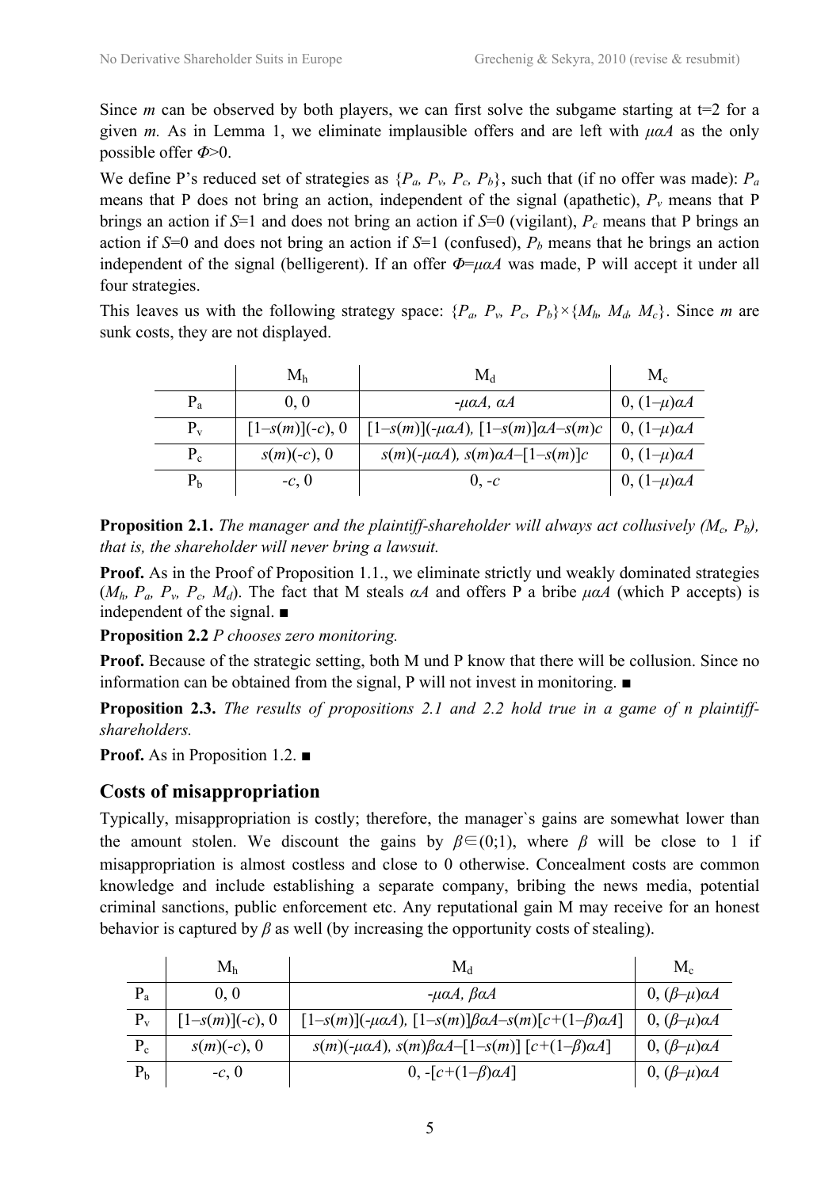Since $m$ can be observed by both players, we can first solve the subgame starting at t=2 for a given $m$. As in Lemma 1, we eliminate implausible offers and are left with $\mu\alpha A$ as the only possible offer $\Phi$>0.

We define P's reduced set of strategies as $\{P_a, P_v, P_c, P_b\}$, such that (if no offer was made): $P_a$ means that P does not bring an action, independent of the signal (apathetic), $P_v$ means that P brings an action if $S$=1 and does not bring an action if $S$=0 (vigilant), $P_c$ means that P brings an action if $S$=0 and does not bring an action if $S$=1 (confused), $P_b$ means that he brings an action independent of the signal (belligerent). If an offer $\Phi=\mu\alpha A$ was made, P will accept it under all four strategies.

This leaves us with the following strategy space: $\{P_a, P_v, P_c, P_b\}\times\{M_h, M_d, M_c\}$. Since $m$ are sunk costs, they are not displayed.

| | $M_h$ | $M_d$ | $M_c$ |
|---|---|---|---|
| $P_a$ | 0, 0 | $-\mu\alpha A$, $\alpha A$ | 0, $(1-\mu)\alpha A$ |
| $P_v$ | $[1-s(m)](-c)$, 0 | $[1-s(m)](-\mu\alpha A)$, $[1-s(m)]\alpha A-s(m)c$ | 0, $(1-\mu)\alpha A$ |
| $P_c$ | $s(m)(-c)$, 0 | $s(m)(-\mu\alpha A)$, $s(m)\alpha A-[1-s(m)]c$ | 0, $(1-\mu)\alpha A$ |
| $P_b$ | $-c$, 0 | 0, $-c$ | 0, $(1-\mu)\alpha A$ |

**Proposition 2.1.** *The manager and the plaintiff-shareholder will always act collusively ($M_c$, $P_b$), that is, the shareholder will never bring a lawsuit.*

**Proof.** As in the Proof of Proposition 1.1., we eliminate strictly und weakly dominated strategies ($M_h$, $P_a$, $P_v$, $P_c$, $M_d$). The fact that M steals $\alpha A$ and offers P a bribe $\mu\alpha A$ (which P accepts) is independent of the signal. ■

**Proposition 2.2** *P chooses zero monitoring.*

**Proof.** Because of the strategic setting, both M und P know that there will be collusion. Since no information can be obtained from the signal, P will not invest in monitoring. ■

**Proposition 2.3.** *The results of propositions 2.1 and 2.2 hold true in a game of n plaintiff-shareholders.*

**Proof.** As in Proposition 1.2. ■

## Costs of misappropriation

Typically, misappropriation is costly; therefore, the manager`s gains are somewhat lower than the amount stolen. We discount the gains by $\beta\in(0;1)$, where $\beta$ will be close to 1 if misappropriation is almost costless and close to 0 otherwise. Concealment costs are common knowledge and include establishing a separate company, bribing the news media, potential criminal sanctions, public enforcement etc. Any reputational gain M may receive for an honest behavior is captured by $\beta$ as well (by increasing the opportunity costs of stealing).

| | $M_h$ | $M_d$ | $M_c$ |
|---|---|---|---|
| $P_a$ | 0, 0 | $-\mu\alpha A$, $\beta\alpha A$ | 0, $(\beta-\mu)\alpha A$ |
| $P_v$ | $[1-s(m)](-c)$, 0 | $[1-s(m)](-\mu\alpha A)$, $[1-s(m)]\beta\alpha A-s(m)[c+(1-\beta)\alpha A]$ | 0, $(\beta-\mu)\alpha A$ |
| $P_c$ | $s(m)(-c)$, 0 | $s(m)(-\mu\alpha A)$, $s(m)\beta\alpha A-[1-s(m)]\ [c+(1-\beta)\alpha A]$ | 0, $(\beta-\mu)\alpha A$ |
| $P_b$ | $-c$, 0 | 0, $-[c+(1-\beta)\alpha A]$ | 0, $(\beta-\mu)\alpha A$ |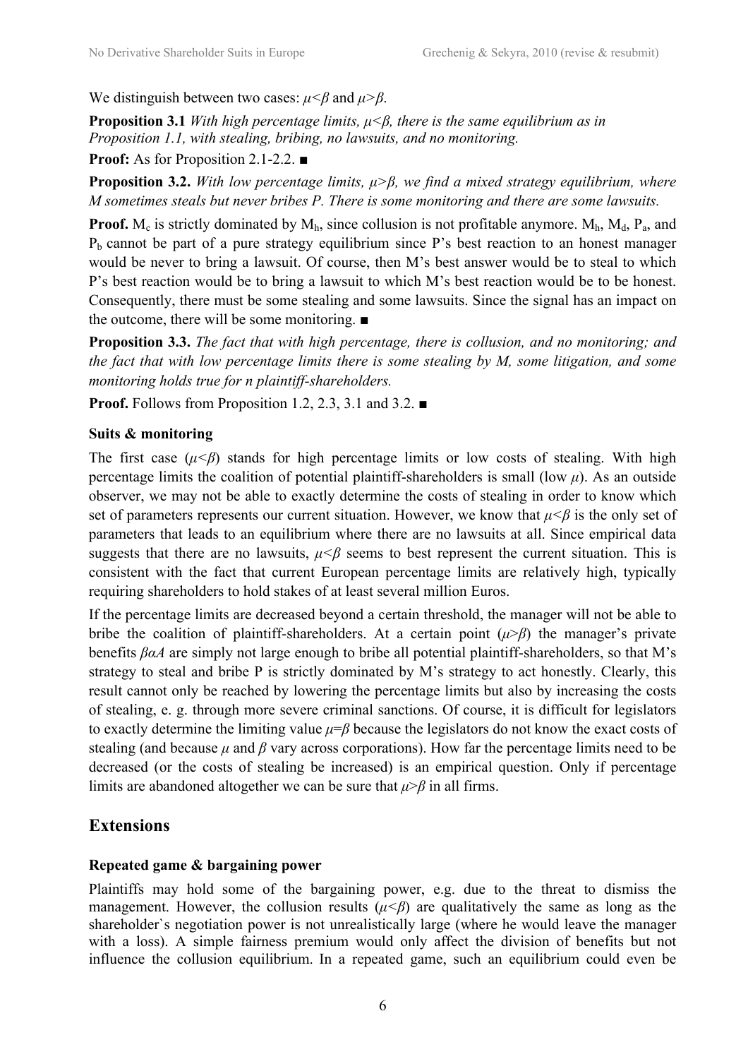We distinguish between two cases: $\mu<\beta$ and $\mu>\beta$.

**Proposition 3.1** *With high percentage limits, $\mu<\beta$, there is the same equilibrium as in Proposition 1.1, with stealing, bribing, no lawsuits, and no monitoring.*

**Proof:** As for Proposition 2.1-2.2. ■

**Proposition 3.2.** *With low percentage limits, $\mu>\beta$, we find a mixed strategy equilibrium, where M sometimes steals but never bribes P. There is some monitoring and there are some lawsuits.*

**Proof.** $M_c$ is strictly dominated by $M_h$, since collusion is not profitable anymore. $M_h$, $M_d$, $P_a$, and $P_b$ cannot be part of a pure strategy equilibrium since P's best reaction to an honest manager would be never to bring a lawsuit. Of course, then M's best answer would be to steal to which P's best reaction would be to bring a lawsuit to which M's best reaction would be to be honest. Consequently, there must be some stealing and some lawsuits. Since the signal has an impact on the outcome, there will be some monitoring. ■

**Proposition 3.3.** *The fact that with high percentage, there is collusion, and no monitoring; and the fact that with low percentage limits there is some stealing by M, some litigation, and some monitoring holds true for n plaintiff-shareholders.*

**Proof.** Follows from Proposition 1.2, 2.3, 3.1 and 3.2. ■

**Suits & monitoring**

The first case ($\mu<\beta$) stands for high percentage limits or low costs of stealing. With high percentage limits the coalition of potential plaintiff-shareholders is small (low $\mu$). As an outside observer, we may not be able to exactly determine the costs of stealing in order to know which set of parameters represents our current situation. However, we know that $\mu<\beta$ is the only set of parameters that leads to an equilibrium where there are no lawsuits at all. Since empirical data suggests that there are no lawsuits, $\mu<\beta$ seems to best represent the current situation. This is consistent with the fact that current European percentage limits are relatively high, typically requiring shareholders to hold stakes of at least several million Euros.

If the percentage limits are decreased beyond a certain threshold, the manager will not be able to bribe the coalition of plaintiff-shareholders. At a certain point ($\mu>\beta$) the manager's private benefits $\beta\alpha A$ are simply not large enough to bribe all potential plaintiff-shareholders, so that M's strategy to steal and bribe P is strictly dominated by M's strategy to act honestly. Clearly, this result cannot only be reached by lowering the percentage limits but also by increasing the costs of stealing, e. g. through more severe criminal sanctions. Of course, it is difficult for legislators to exactly determine the limiting value $\mu=\beta$ because the legislators do not know the exact costs of stealing (and because $\mu$ and $\beta$ vary across corporations). How far the percentage limits need to be decreased (or the costs of stealing be increased) is an empirical question. Only if percentage limits are abandoned altogether we can be sure that $\mu>\beta$ in all firms.

## Extensions

**Repeated game & bargaining power**

Plaintiffs may hold some of the bargaining power, e.g. due to the threat to dismiss the management. However, the collusion results ($\mu<\beta$) are qualitatively the same as long as the shareholder`s negotiation power is not unrealistically large (where he would leave the manager with a loss). A simple fairness premium would only affect the division of benefits but not influence the collusion equilibrium. In a repeated game, such an equilibrium could even be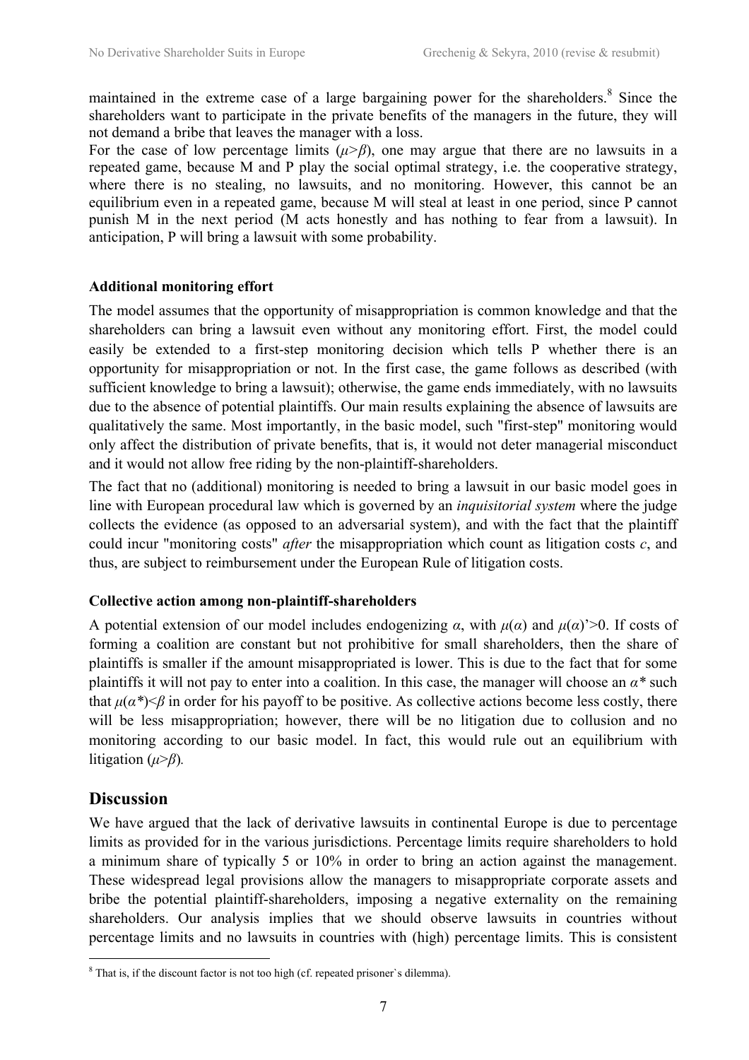maintained in the extreme case of a large bargaining power for the shareholders.[8] Since the shareholders want to participate in the private benefits of the managers in the future, they will not demand a bribe that leaves the manager with a loss.

For the case of low percentage limits ($\mu>\beta$), one may argue that there are no lawsuits in a repeated game, because M and P play the social optimal strategy, i.e. the cooperative strategy, where there is no stealing, no lawsuits, and no monitoring. However, this cannot be an equilibrium even in a repeated game, because M will steal at least in one period, since P cannot punish M in the next period (M acts honestly and has nothing to fear from a lawsuit). In anticipation, P will bring a lawsuit with some probability.

**Additional monitoring effort**

The model assumes that the opportunity of misappropriation is common knowledge and that the shareholders can bring a lawsuit even without any monitoring effort. First, the model could easily be extended to a first-step monitoring decision which tells P whether there is an opportunity for misappropriation or not. In the first case, the game follows as described (with sufficient knowledge to bring a lawsuit); otherwise, the game ends immediately, with no lawsuits due to the absence of potential plaintiffs. Our main results explaining the absence of lawsuits are qualitatively the same. Most importantly, in the basic model, such "first-step" monitoring would only affect the distribution of private benefits, that is, it would not deter managerial misconduct and it would not allow free riding by the non-plaintiff-shareholders.

The fact that no (additional) monitoring is needed to bring a lawsuit in our basic model goes in line with European procedural law which is governed by an *inquisitorial system* where the judge collects the evidence (as opposed to an adversarial system), and with the fact that the plaintiff could incur "monitoring costs" *after* the misappropriation which count as litigation costs $c$, and thus, are subject to reimbursement under the European Rule of litigation costs.

**Collective action among non-plaintiff-shareholders**

A potential extension of our model includes endogenizing $\alpha$, with $\mu(\alpha)$ and $\mu(\alpha)'>0$. If costs of forming a coalition are constant but not prohibitive for small shareholders, then the share of plaintiffs is smaller if the amount misappropriated is lower. This is due to the fact that for some plaintiffs it will not pay to enter into a coalition. In this case, the manager will choose an $\alpha^*$ such that $\mu(\alpha^*)<\beta$ in order for his payoff to be positive. As collective actions become less costly, there will be less misappropriation; however, there will be no litigation due to collusion and no monitoring according to our basic model. In fact, this would rule out an equilibrium with litigation ($\mu>\beta$).

## Discussion

We have argued that the lack of derivative lawsuits in continental Europe is due to percentage limits as provided for in the various jurisdictions. Percentage limits require shareholders to hold a minimum share of typically 5 or 10% in order to bring an action against the management. These widespread legal provisions allow the managers to misappropriate corporate assets and bribe the potential plaintiff-shareholders, imposing a negative externality on the remaining shareholders. Our analysis implies that we should observe lawsuits in countries without percentage limits and no lawsuits in countries with (high) percentage limits. This is consistent

[8] That is, if the discount factor is not too high (cf. repeated prisoner`s dilemma).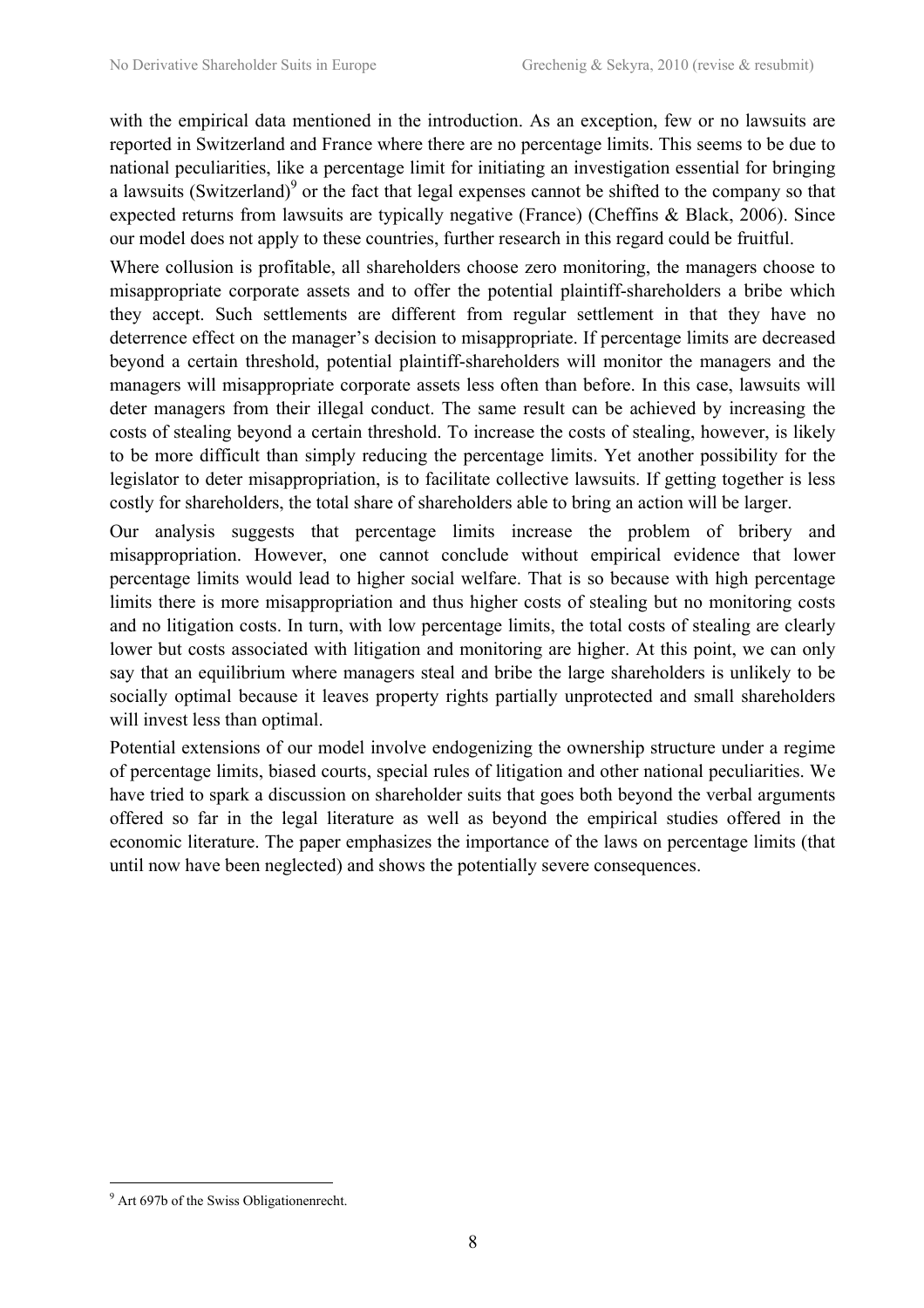with the empirical data mentioned in the introduction. As an exception, few or no lawsuits are reported in Switzerland and France where there are no percentage limits. This seems to be due to national peculiarities, like a percentage limit for initiating an investigation essential for bringing a lawsuits (Switzerland)[9] or the fact that legal expenses cannot be shifted to the company so that expected returns from lawsuits are typically negative (France) (Cheffins & Black, 2006). Since our model does not apply to these countries, further research in this regard could be fruitful.

Where collusion is profitable, all shareholders choose zero monitoring, the managers choose to misappropriate corporate assets and to offer the potential plaintiff-shareholders a bribe which they accept. Such settlements are different from regular settlement in that they have no deterrence effect on the manager's decision to misappropriate. If percentage limits are decreased beyond a certain threshold, potential plaintiff-shareholders will monitor the managers and the managers will misappropriate corporate assets less often than before. In this case, lawsuits will deter managers from their illegal conduct. The same result can be achieved by increasing the costs of stealing beyond a certain threshold. To increase the costs of stealing, however, is likely to be more difficult than simply reducing the percentage limits. Yet another possibility for the legislator to deter misappropriation, is to facilitate collective lawsuits. If getting together is less costly for shareholders, the total share of shareholders able to bring an action will be larger.

Our analysis suggests that percentage limits increase the problem of bribery and misappropriation. However, one cannot conclude without empirical evidence that lower percentage limits would lead to higher social welfare. That is so because with high percentage limits there is more misappropriation and thus higher costs of stealing but no monitoring costs and no litigation costs. In turn, with low percentage limits, the total costs of stealing are clearly lower but costs associated with litigation and monitoring are higher. At this point, we can only say that an equilibrium where managers steal and bribe the large shareholders is unlikely to be socially optimal because it leaves property rights partially unprotected and small shareholders will invest less than optimal.

Potential extensions of our model involve endogenizing the ownership structure under a regime of percentage limits, biased courts, special rules of litigation and other national peculiarities. We have tried to spark a discussion on shareholder suits that goes both beyond the verbal arguments offered so far in the legal literature as well as beyond the empirical studies offered in the economic literature. The paper emphasizes the importance of the laws on percentage limits (that until now have been neglected) and shows the potentially severe consequences.

[9] Art 697b of the Swiss Obligationenrecht.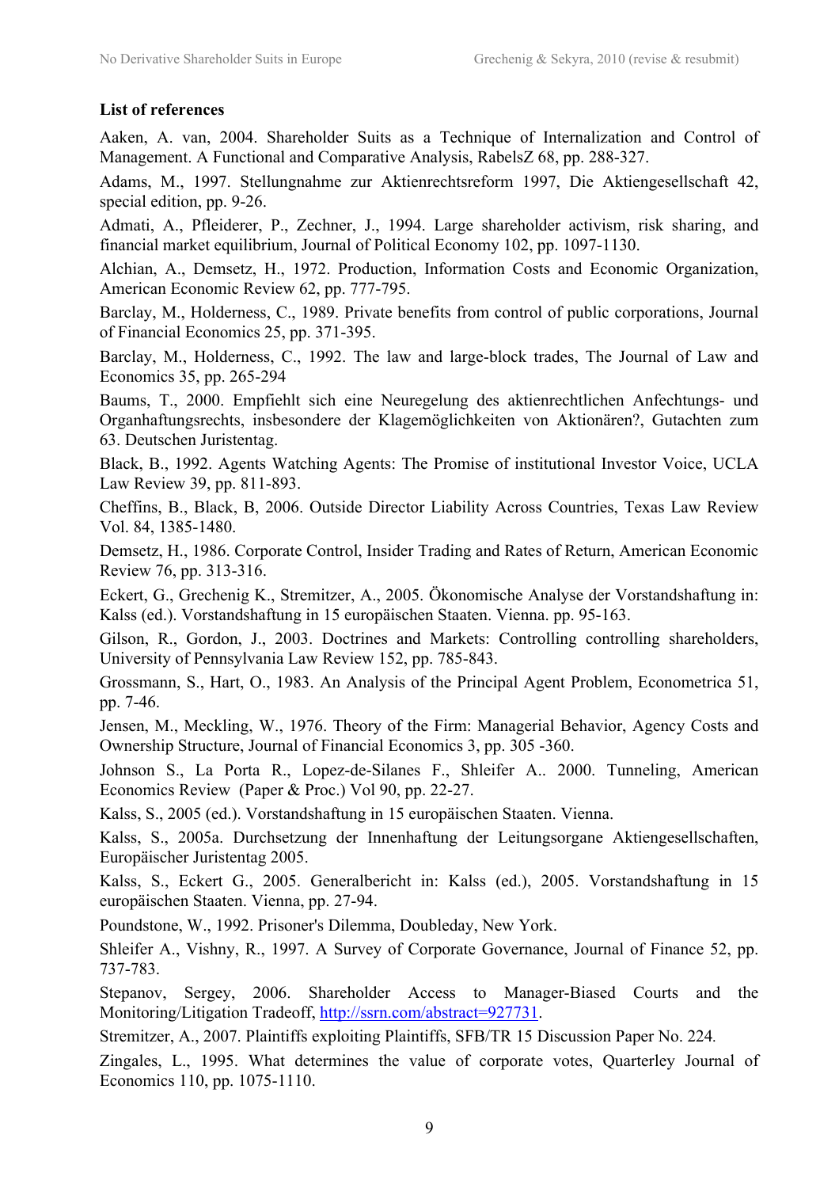**List of references**

Aaken, A. van, 2004. Shareholder Suits as a Technique of Internalization and Control of Management. A Functional and Comparative Analysis, RabelsZ 68, pp. 288-327.

Adams, M., 1997. Stellungnahme zur Aktienrechtsreform 1997, Die Aktiengesellschaft 42, special edition, pp. 9-26.

Admati, A., Pfleiderer, P., Zechner, J., 1994. Large shareholder activism, risk sharing, and financial market equilibrium, Journal of Political Economy 102, pp. 1097-1130.

Alchian, A., Demsetz, H., 1972. Production, Information Costs and Economic Organization, American Economic Review 62, pp. 777-795.

Barclay, M., Holderness, C., 1989. Private benefits from control of public corporations, Journal of Financial Economics 25, pp. 371-395.

Barclay, M., Holderness, C., 1992. The law and large-block trades, The Journal of Law and Economics 35, pp. 265-294

Baums, T., 2000. Empfiehlt sich eine Neuregelung des aktienrechtlichen Anfechtungs- und Organhaftungsrechts, insbesondere der Klagemöglichkeiten von Aktionären?, Gutachten zum 63. Deutschen Juristentag.

Black, B., 1992. Agents Watching Agents: The Promise of institutional Investor Voice, UCLA Law Review 39, pp. 811-893.

Cheffins, B., Black, B, 2006. Outside Director Liability Across Countries, Texas Law Review Vol. 84, 1385-1480.

Demsetz, H., 1986. Corporate Control, Insider Trading and Rates of Return, American Economic Review 76, pp. 313-316.

Eckert, G., Grechenig K., Stremitzer, A., 2005. Ökonomische Analyse der Vorstandshaftung in: Kalss (ed.). Vorstandshaftung in 15 europäischen Staaten. Vienna. pp. 95-163.

Gilson, R., Gordon, J., 2003. Doctrines and Markets: Controlling controlling shareholders, University of Pennsylvania Law Review 152, pp. 785-843.

Grossmann, S., Hart, O., 1983. An Analysis of the Principal Agent Problem, Econometrica 51, pp. 7-46.

Jensen, M., Meckling, W., 1976. Theory of the Firm: Managerial Behavior, Agency Costs and Ownership Structure, Journal of Financial Economics 3, pp. 305 -360.

Johnson S., La Porta R., Lopez-de-Silanes F., Shleifer A.. 2000. Tunneling, American Economics Review (Paper & Proc.) Vol 90, pp. 22-27.

Kalss, S., 2005 (ed.). Vorstandshaftung in 15 europäischen Staaten. Vienna.

Kalss, S., 2005a. Durchsetzung der Innenhaftung der Leitungsorgane Aktiengesellschaften, Europäischer Juristentag 2005.

Kalss, S., Eckert G., 2005. Generalbericht in: Kalss (ed.), 2005. Vorstandshaftung in 15 europäischen Staaten. Vienna, pp. 27-94.

Poundstone, W., 1992. Prisoner's Dilemma, Doubleday, New York.

Shleifer A., Vishny, R., 1997. A Survey of Corporate Governance, Journal of Finance 52, pp. 737-783.

Stepanov, Sergey, 2006. Shareholder Access to Manager-Biased Courts and the Monitoring/Litigation Tradeoff, http://ssrn.com/abstract=927731.

Stremitzer, A., 2007. Plaintiffs exploiting Plaintiffs, SFB/TR 15 Discussion Paper No. 224.

Zingales, L., 1995. What determines the value of corporate votes, Quarterly Journal of Economics 110, pp. 1075-1110.